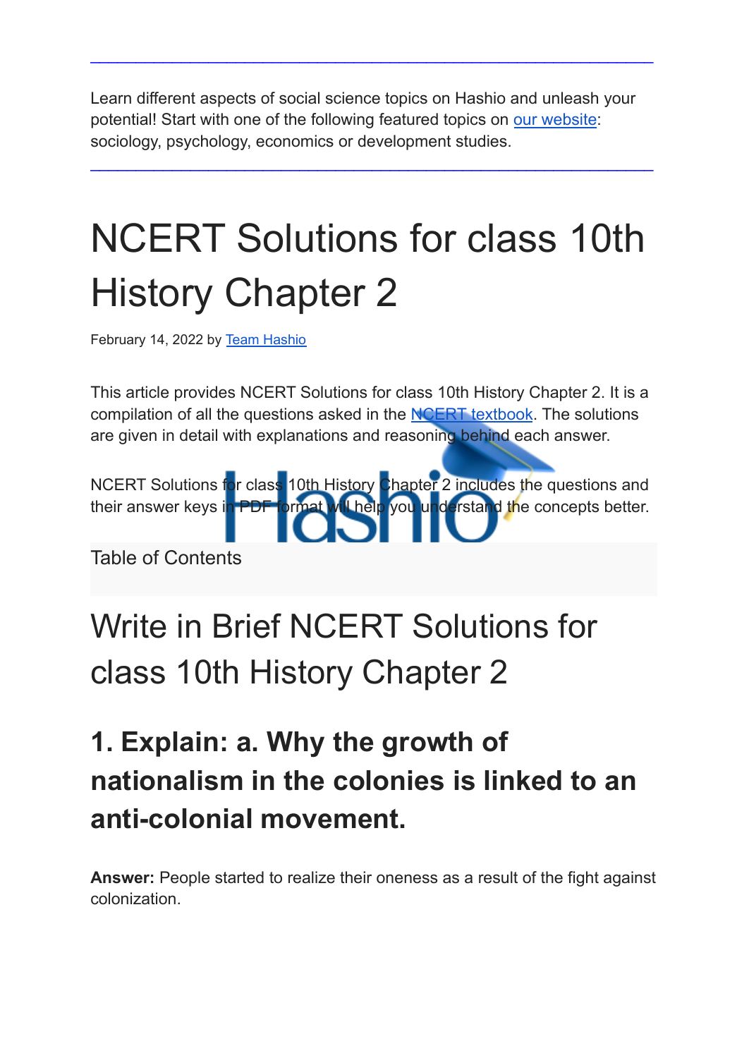---

Learn different aspects of social science topics on Hashio and unleash your potential! Start with one of the following featured topics on our website: sociology, psychology, economics or development studies.

---

# NCERT Solutions for class 10th History Chapter 2

February 14, 2022 by Team Hashio

This article provides NCERT Solutions for class 10th History Chapter 2. It is a compilation of all the questions asked in the NCERT textbook. The solutions are given in detail with explanations and reasoning behind each answer.

NCERT Solutions for class 10th History Chapter 2 includes the questions and their answer keys in PDF format will help you understand the concepts better.

Table of Contents

# Write in Brief NCERT Solutions for class 10th History Chapter 2

## 1. Explain: a. Why the growth of nationalism in the colonies is linked to an anti-colonial movement.

**Answer:** People started to realize their oneness as a result of the fight against colonization.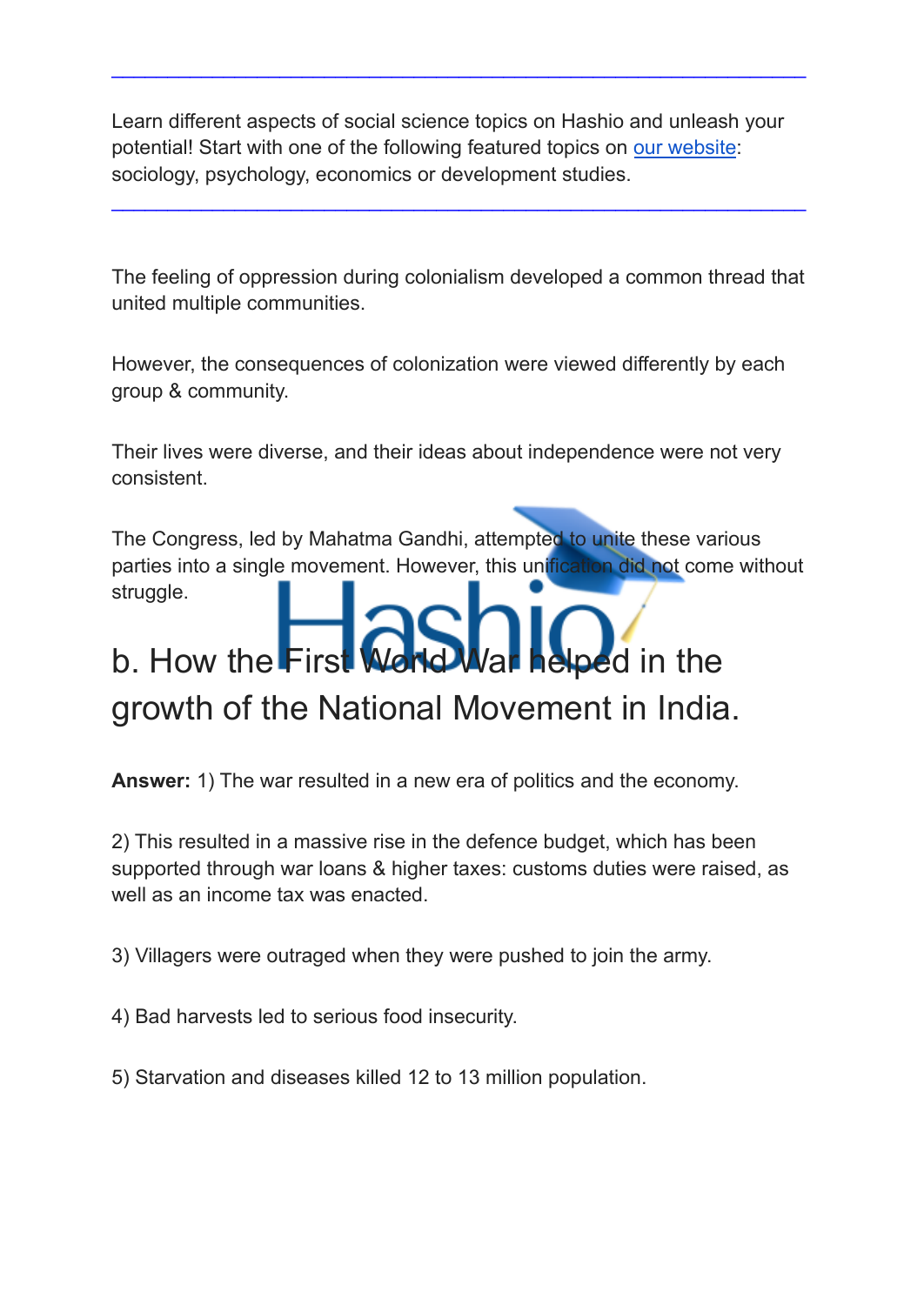---

Learn different aspects of social science topics on Hashio and unleash your potential! Start with one of the following featured topics on our website: sociology, psychology, economics or development studies.

---

The feeling of oppression during colonialism developed a common thread that united multiple communities.

However, the consequences of colonization were viewed differently by each group & community.

Their lives were diverse, and their ideas about independence were not very consistent.

The Congress, led by Mahatma Gandhi, attempted to unite these various parties into a single movement. However, this unification did not come without struggle.

## b. How the First World War helped in the growth of the National Movement in India.

**Answer:** 1) The war resulted in a new era of politics and the economy.

2) This resulted in a massive rise in the defence budget, which has been supported through war loans & higher taxes: customs duties were raised, as well as an income tax was enacted.

3) Villagers were outraged when they were pushed to join the army.

4) Bad harvests led to serious food insecurity.

5) Starvation and diseases killed 12 to 13 million population.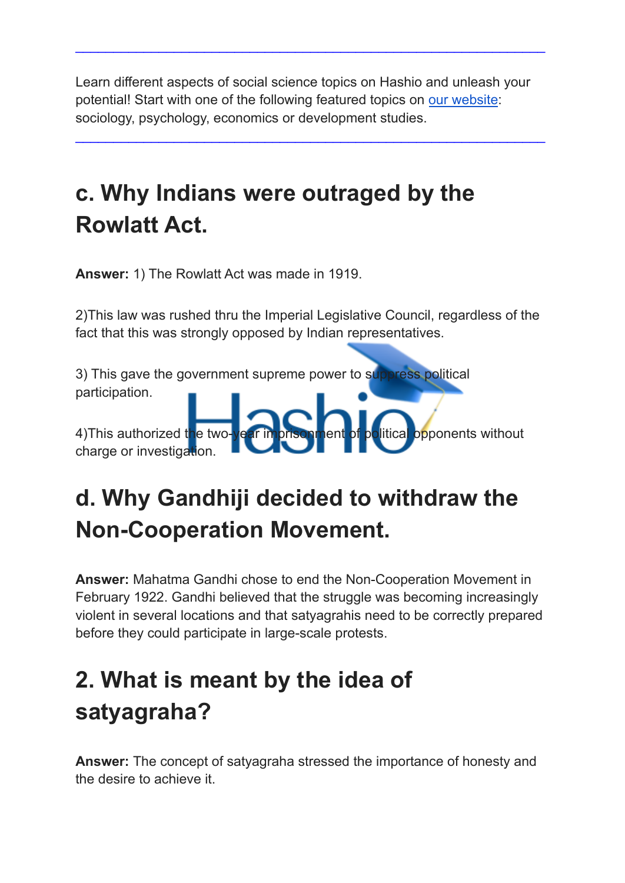---

Learn different aspects of social science topics on Hashio and unleash your potential! Start with one of the following featured topics on [our website](): sociology, psychology, economics or development studies.

---

## c. Why Indians were outraged by the Rowlatt Act.

**Answer:** 1) The Rowlatt Act was made in 1919.

2)This law was rushed thru the Imperial Legislative Council, regardless of the fact that this was strongly opposed by Indian representatives.

3) This gave the government supreme power to suppress political participation.

4)This authorized the two-year imprisonment of political opponents without charge or investigation.

## d. Why Gandhiji decided to withdraw the Non-Cooperation Movement.

**Answer:** Mahatma Gandhi chose to end the Non-Cooperation Movement in February 1922. Gandhi believed that the struggle was becoming increasingly violent in several locations and that satyagrahis need to be correctly prepared before they could participate in large-scale protests.

## 2. What is meant by the idea of satyagraha?

**Answer:** The concept of satyagraha stressed the importance of honesty and the desire to achieve it.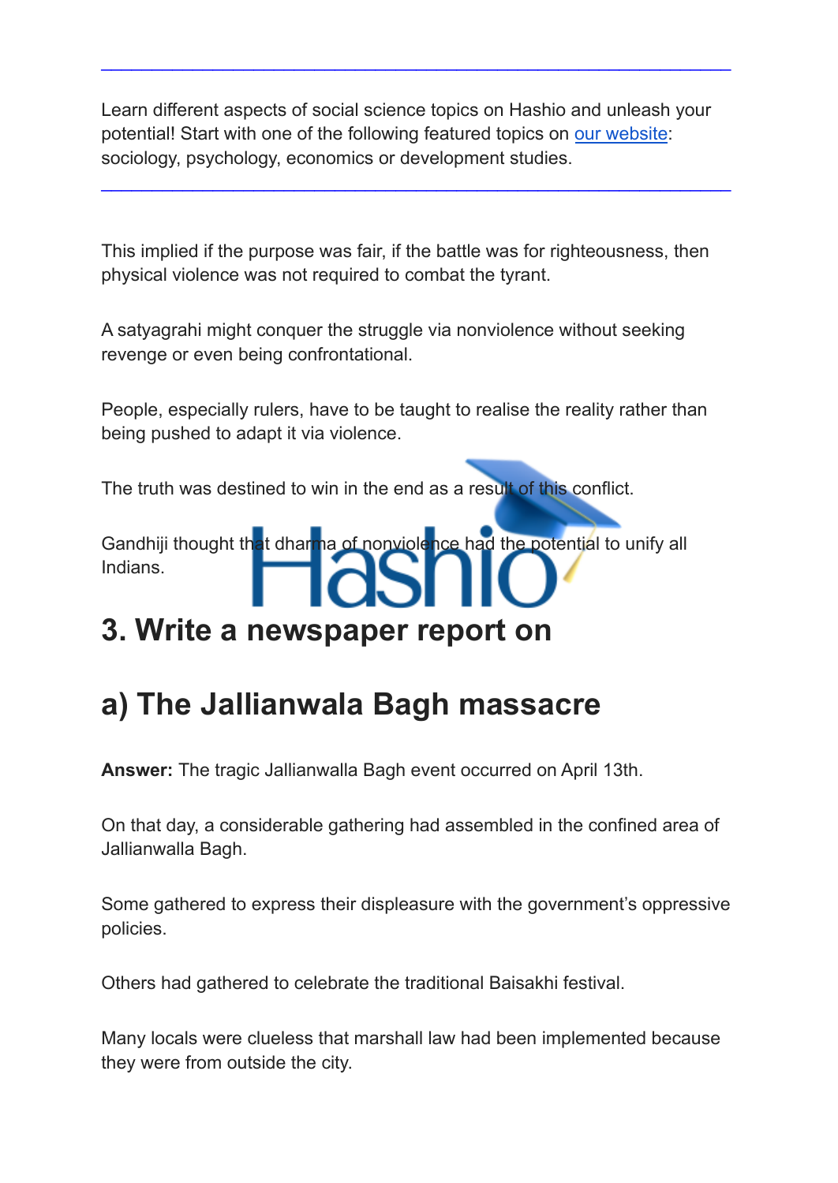---

Learn different aspects of social science topics on Hashio and unleash your potential! Start with one of the following featured topics on [our website](#): sociology, psychology, economics or development studies.

---

This implied if the purpose was fair, if the battle was for righteousness, then physical violence was not required to combat the tyrant.

A satyagrahi might conquer the struggle via nonviolence without seeking revenge or even being confrontational.

People, especially rulers, have to be taught to realise the reality rather than being pushed to adapt it via violence.

The truth was destined to win in the end as a result of this conflict.

Gandhiji thought that dharma of nonviolence had the potential to unify all Indians.

## 3. Write a newspaper report on

## a) The Jallianwala Bagh massacre

**Answer:** The tragic Jallianwalla Bagh event occurred on April 13th.

On that day, a considerable gathering had assembled in the confined area of Jallianwalla Bagh.

Some gathered to express their displeasure with the government's oppressive policies.

Others had gathered to celebrate the traditional Baisakhi festival.

Many locals were clueless that marshall law had been implemented because they were from outside the city.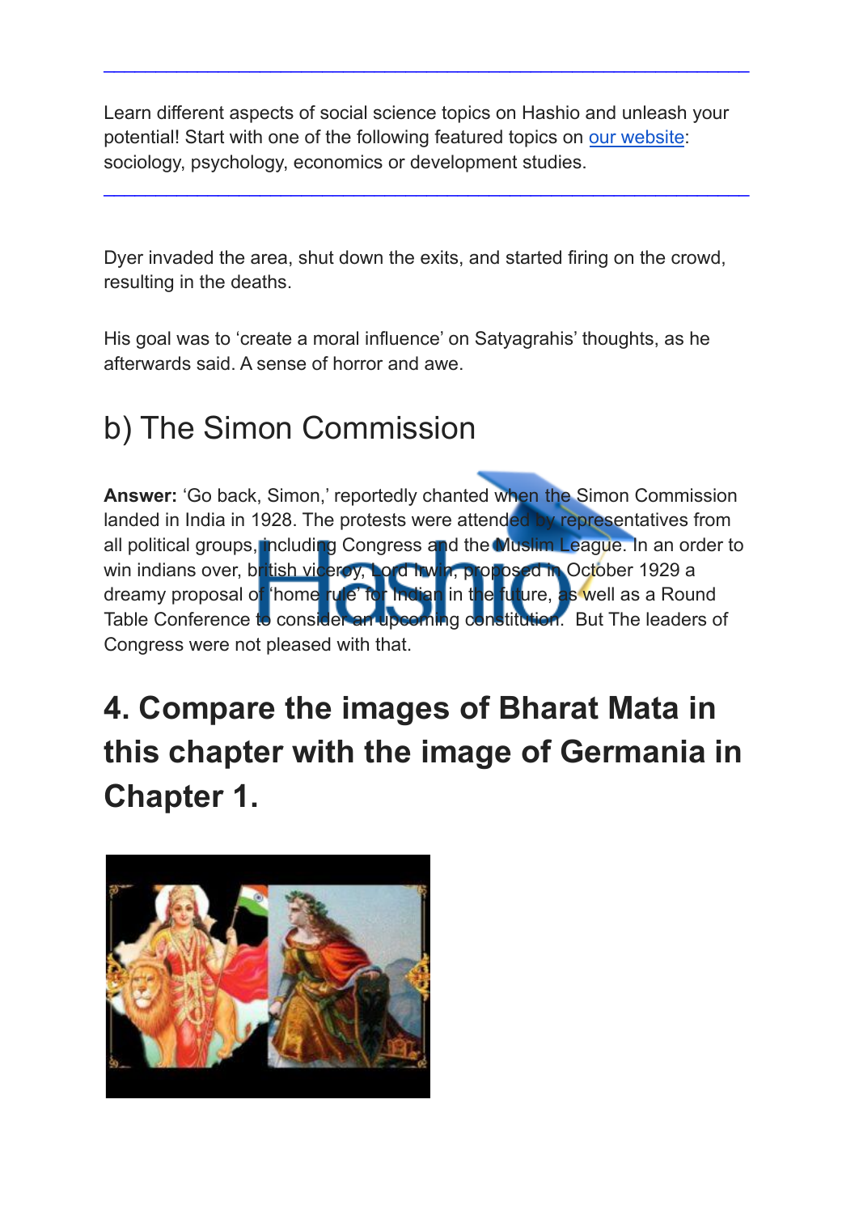---

Learn different aspects of social science topics on Hashio and unleash your potential! Start with one of the following featured topics on our website: sociology, psychology, economics or development studies.

---

Dyer invaded the area, shut down the exits, and started firing on the crowd, resulting in the deaths.

His goal was to 'create a moral influence' on Satyagrahis' thoughts, as he afterwards said. A sense of horror and awe.

## b) The Simon Commission

**Answer:** 'Go back, Simon,' reportedly chanted when the Simon Commission landed in India in 1928. The protests were attended by representatives from all political groups, including Congress and the Muslim League. In an order to win indians over, british viceroy, Lord Irwin, proposed in October 1929 a dreamy proposal of 'home rule' for Indian in the future, as well as a Round Table Conference to consider an upcoming constitution. But The leaders of Congress were not pleased with that.

## 4. Compare the images of Bharat Mata in this chapter with the image of Germania in Chapter 1.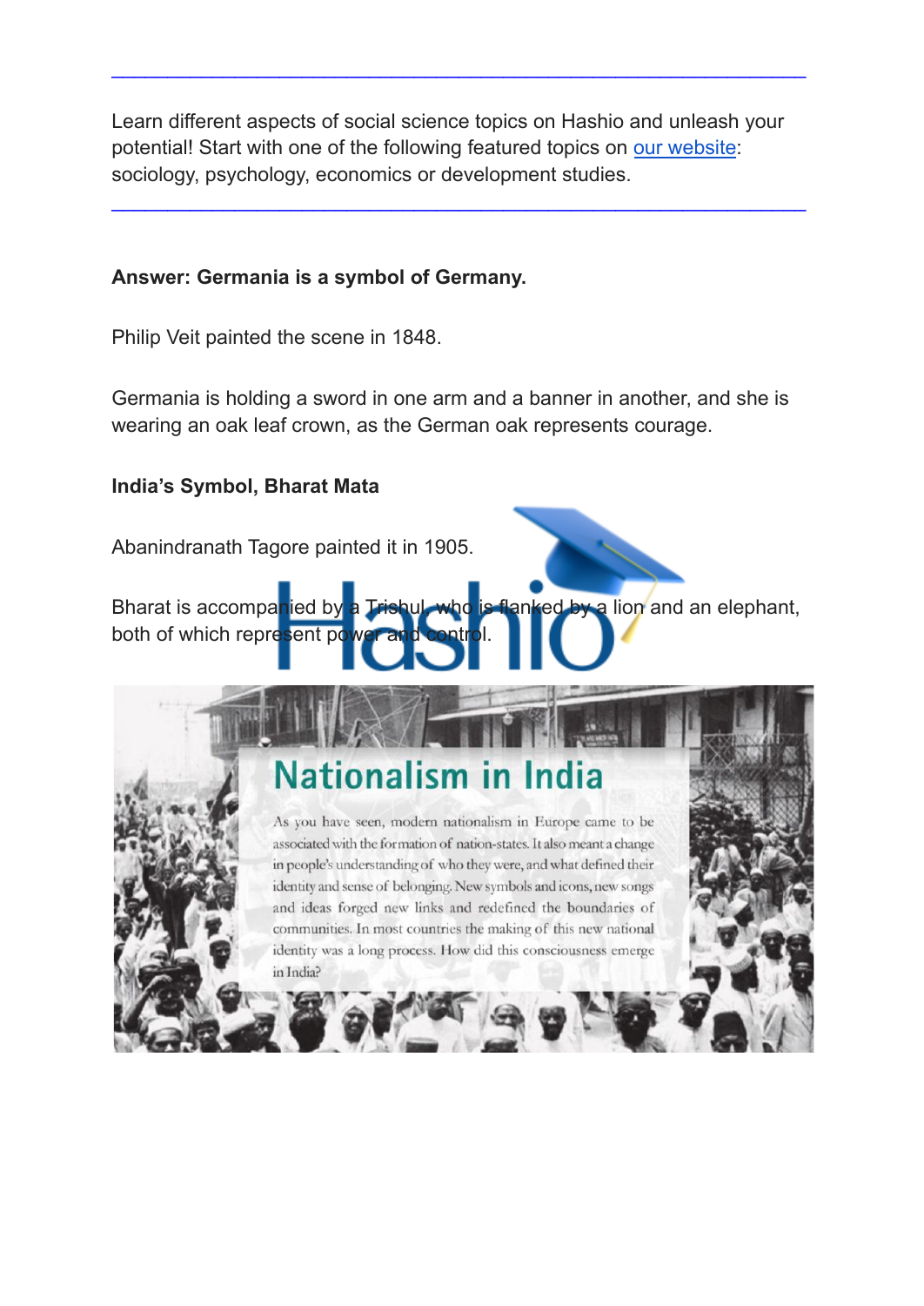Learn different aspects of social science topics on Hashio and unleash your potential! Start with one of the following featured topics on our website: sociology, psychology, economics or development studies.

**Answer: Germania is a symbol of Germany.**

Philip Veit painted the scene in 1848.

Germania is holding a sword in one arm and a banner in another, and she is wearing an oak leaf crown, as the German oak represents courage.

**India's Symbol, Bharat Mata**

Abanindranath Tagore painted it in 1905.

Bharat is accompanied by a Trishul, who is flanked by a lion and an elephant, both of which represent power and control.

## Nationalism in India

As you have seen, modern nationalism in Europe came to be associated with the formation of nation-states. It also meant a change in people's understanding of who they were, and what defined their identity and sense of belonging. New symbols and icons, new songs and ideas forged new links and redefined the boundaries of communities. In most countries the making of this new national identity was a long process. How did this consciousness emerge in India?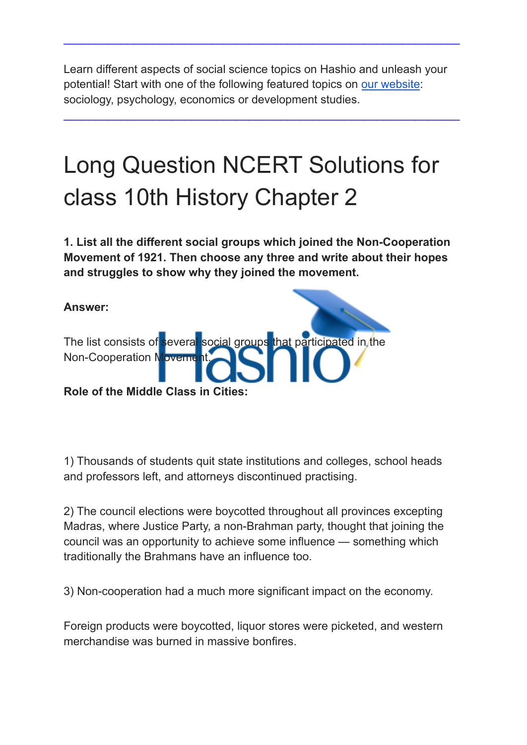---

Learn different aspects of social science topics on Hashio and unleash your potential! Start with one of the following featured topics on [our website](): sociology, psychology, economics or development studies.

---

# Long Question NCERT Solutions for class 10th History Chapter 2

**1. List all the different social groups which joined the Non-Cooperation Movement of 1921. Then choose any three and write about their hopes and struggles to show why they joined the movement.**

**Answer:**

The list consists of several social groups that participated in the Non-Cooperation Movement.

**Role of the Middle Class in Cities:**

1) Thousands of students quit state institutions and colleges, school heads and professors left, and attorneys discontinued practising.

2) The council elections were boycotted throughout all provinces excepting Madras, where Justice Party, a non-Brahman party, thought that joining the council was an opportunity to achieve some influence — something which traditionally the Brahmans have an influence too.

3) Non-cooperation had a much more significant impact on the economy.

Foreign products were boycotted, liquor stores were picketed, and western merchandise was burned in massive bonfires.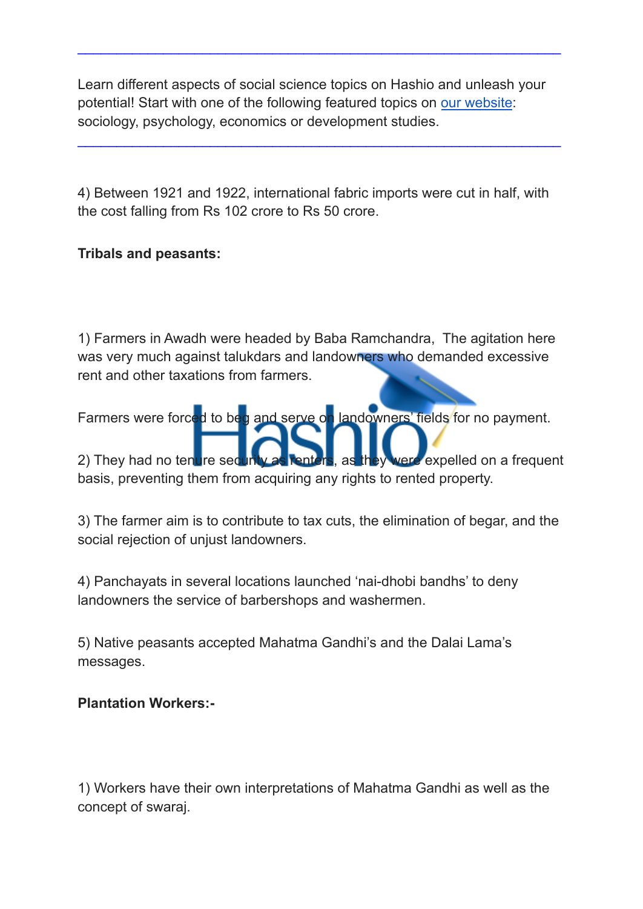---

Learn different aspects of social science topics on Hashio and unleash your potential! Start with one of the following featured topics on [our website](): sociology, psychology, economics or development studies.

---

4) Between 1921 and 1922, international fabric imports were cut in half, with the cost falling from Rs 102 crore to Rs 50 crore.

**Tribals and peasants:**

1) Farmers in Awadh were headed by Baba Ramchandra,  The agitation here was very much against talukdars and landowners who demanded excessive rent and other taxations from farmers.

Farmers were forced to beg and serve on landowners' fields for no payment.

2) They had no tenure security as renters, as they were expelled on a frequent basis, preventing them from acquiring any rights to rented property.

3) The farmer aim is to contribute to tax cuts, the elimination of begar, and the social rejection of unjust landowners.

4) Panchayats in several locations launched 'nai-dhobi bandhs' to deny landowners the service of barbershops and washermen.

5) Native peasants accepted Mahatma Gandhi's and the Dalai Lama's messages.

**Plantation Workers:-**

1) Workers have their own interpretations of Mahatma Gandhi as well as the concept of swaraj.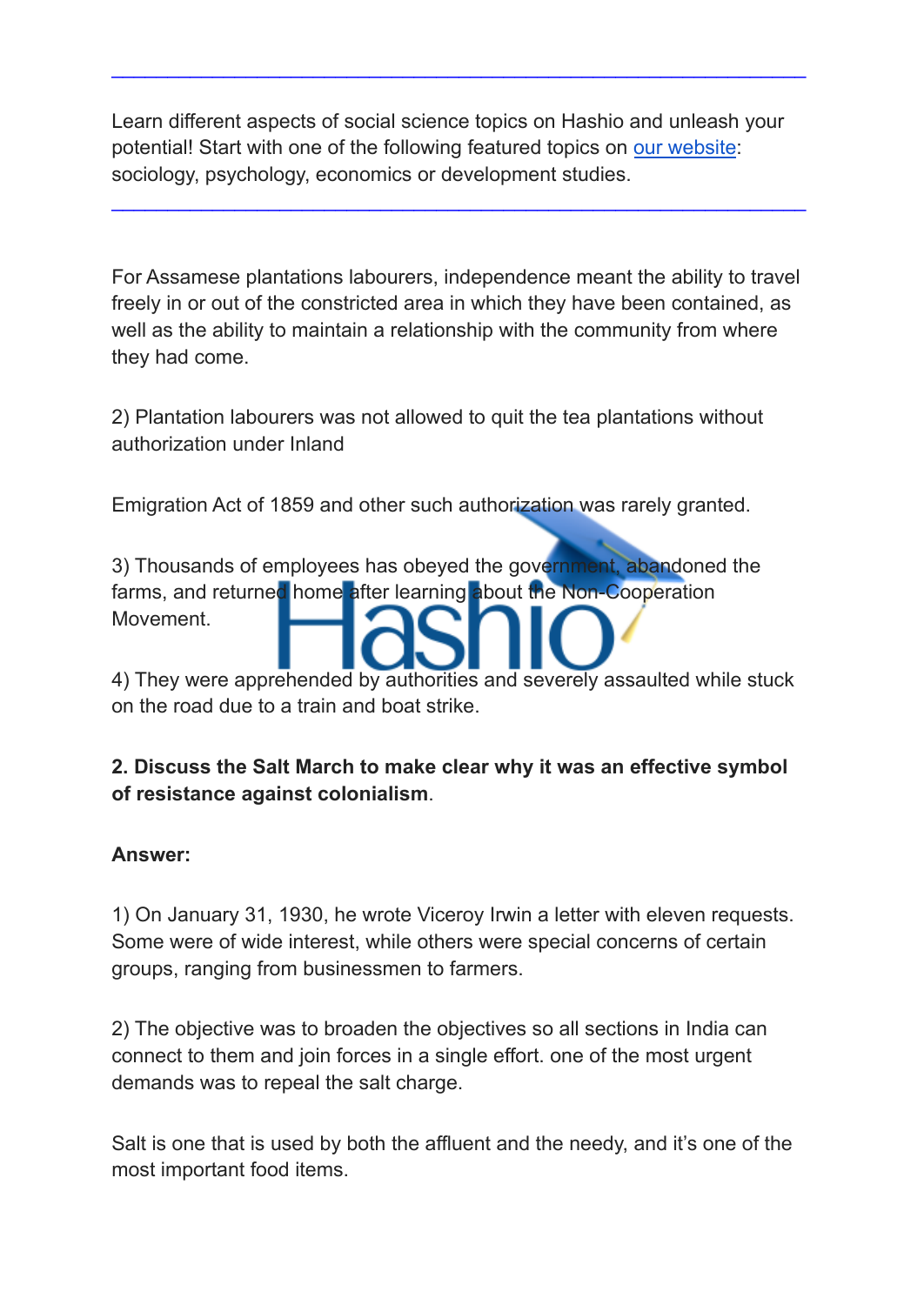---

Learn different aspects of social science topics on Hashio and unleash your potential! Start with one of the following featured topics on [our website](): sociology, psychology, economics or development studies.

---

For Assamese plantations labourers, independence meant the ability to travel freely in or out of the constricted area in which they have been contained, as well as the ability to maintain a relationship with the community from where they had come.

2) Plantation labourers was not allowed to quit the tea plantations without authorization under Inland

Emigration Act of 1859 and other such authorization was rarely granted.

3) Thousands of employees has obeyed the government, abandoned the farms, and returned home after learning about the Non-Cooperation Movement.

4) They were apprehended by authorities and severely assaulted while stuck on the road due to a train and boat strike.

**2. Discuss the Salt March to make clear why it was an effective symbol of resistance against colonialism**.

**Answer:**

1) On January 31, 1930, he wrote Viceroy Irwin a letter with eleven requests. Some were of wide interest, while others were special concerns of certain groups, ranging from businessmen to farmers.

2) The objective was to broaden the objectives so all sections in India can connect to them and join forces in a single effort. one of the most urgent demands was to repeal the salt charge.

Salt is one that is used by both the affluent and the needy, and it's one of the most important food items.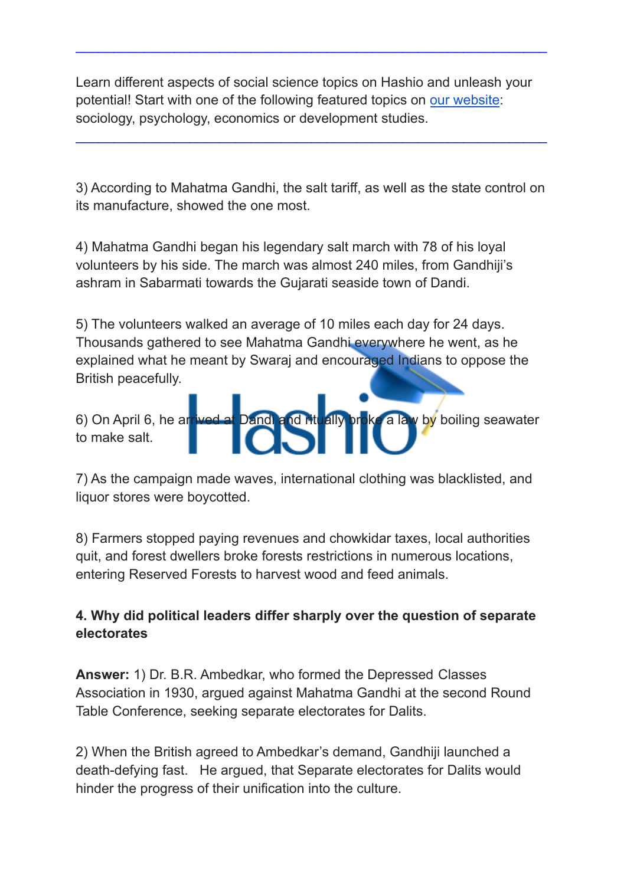---

Learn different aspects of social science topics on Hashio and unleash your potential! Start with one of the following featured topics on our website: sociology, psychology, economics or development studies.

---

3) According to Mahatma Gandhi, the salt tariff, as well as the state control on its manufacture, showed the one most.

4) Mahatma Gandhi began his legendary salt march with 78 of his loyal volunteers by his side. The march was almost 240 miles, from Gandhiji's ashram in Sabarmati towards the Gujarati seaside town of Dandi.

5) The volunteers walked an average of 10 miles each day for 24 days. Thousands gathered to see Mahatma Gandhi everywhere he went, as he explained what he meant by Swaraj and encouraged Indians to oppose the British peacefully.

6) On April 6, he arrived at Dandi and ritually broke a law by boiling seawater to make salt.

7) As the campaign made waves, international clothing was blacklisted, and liquor stores were boycotted.

8) Farmers stopped paying revenues and chowkidar taxes, local authorities quit, and forest dwellers broke forests restrictions in numerous locations, entering Reserved Forests to harvest wood and feed animals.

**4. Why did political leaders differ sharply over the question of separate electorates**

**Answer:** 1) Dr. B.R. Ambedkar, who formed the Depressed Classes Association in 1930, argued against Mahatma Gandhi at the second Round Table Conference, seeking separate electorates for Dalits.

2) When the British agreed to Ambedkar's demand, Gandhiji launched a death-defying fast. He argued, that Separate electorates for Dalits would hinder the progress of their unification into the culture.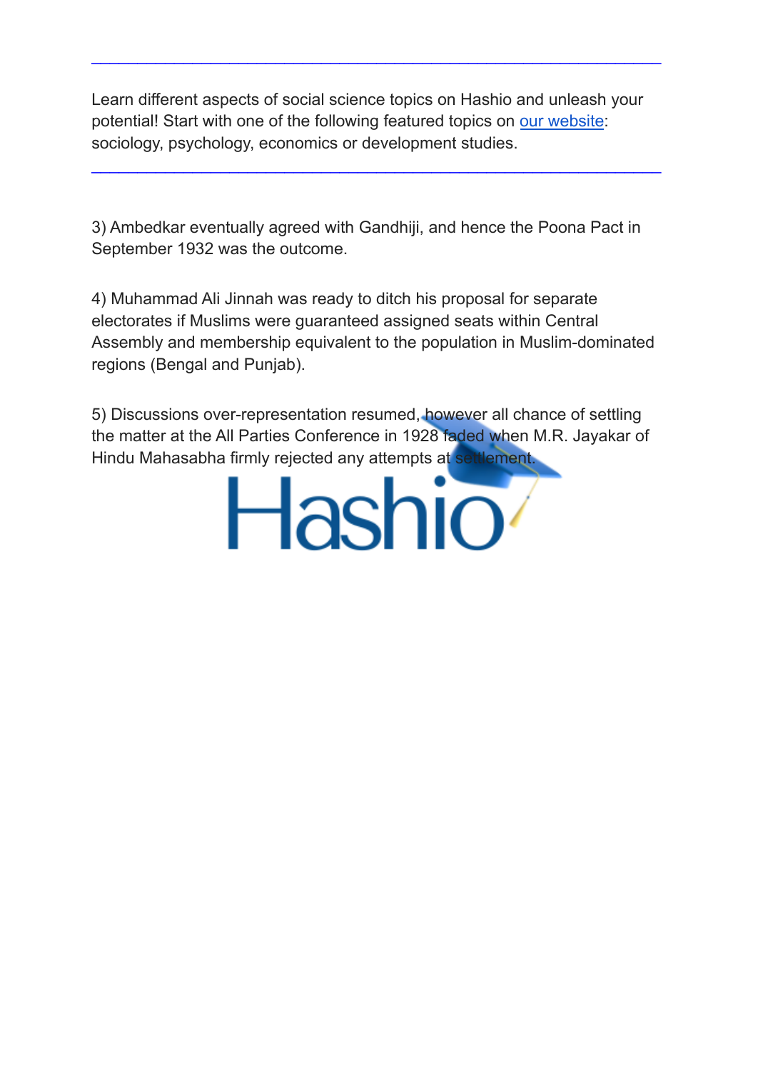---

Learn different aspects of social science topics on Hashio and unleash your potential! Start with one of the following featured topics on [our website](): sociology, psychology, economics or development studies.

---

3) Ambedkar eventually agreed with Gandhiji, and hence the Poona Pact in September 1932 was the outcome.

4) Muhammad Ali Jinnah was ready to ditch his proposal for separate electorates if Muslims were guaranteed assigned seats within Central Assembly and membership equivalent to the population in Muslim-dominated regions (Bengal and Punjab).

5) Discussions over-representation resumed, however all chance of settling the matter at the All Parties Conference in 1928 faded when M.R. Jayakar of Hindu Mahasabha firmly rejected any attempts at settlement.

Hashio